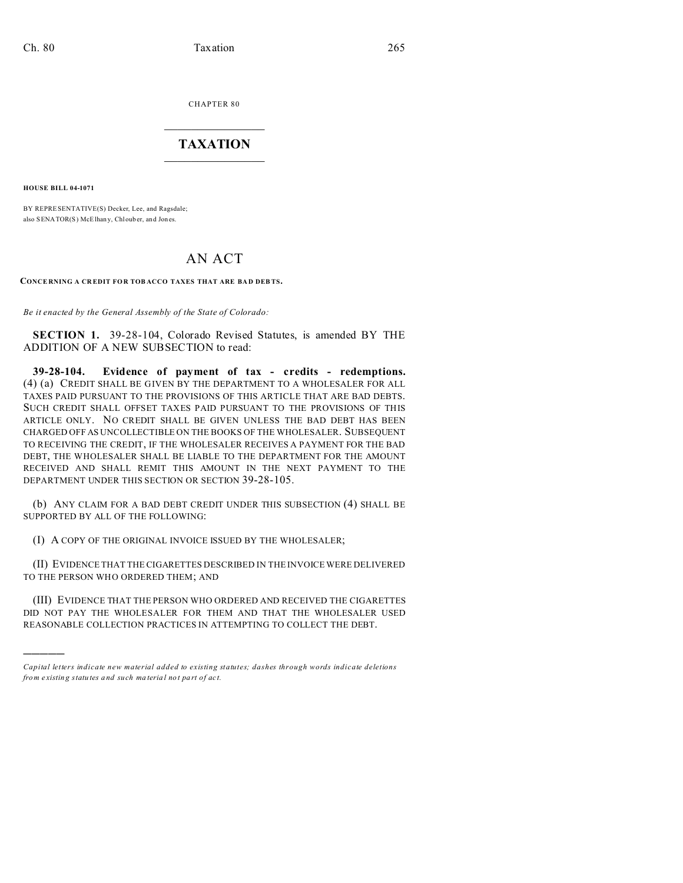CHAPTER 80

# TAXATION

**HOUSE BILL 04-1071**

BY REPRESENTATIVE(S) Decker, Lee, and Ragsdale;
also SENATOR(S) McElhany, Chlouber, and Jones.

# AN ACT

**CONCERNING A CREDIT FOR TOBACCO TAXES THAT ARE BAD DEBTS.**

*Be it enacted by the General Assembly of the State of Colorado:*

**SECTION 1.** 39-28-104, Colorado Revised Statutes, is amended BY THE ADDITION OF A NEW SUBSECTION to read:

**39-28-104. Evidence of payment of tax - credits - redemptions.** (4) (a) CREDIT SHALL BE GIVEN BY THE DEPARTMENT TO A WHOLESALER FOR ALL TAXES PAID PURSUANT TO THE PROVISIONS OF THIS ARTICLE THAT ARE BAD DEBTS. SUCH CREDIT SHALL OFFSET TAXES PAID PURSUANT TO THE PROVISIONS OF THIS ARTICLE ONLY. NO CREDIT SHALL BE GIVEN UNLESS THE BAD DEBT HAS BEEN CHARGED OFF AS UNCOLLECTIBLE ON THE BOOKS OF THE WHOLESALER. SUBSEQUENT TO RECEIVING THE CREDIT, IF THE WHOLESALER RECEIVES A PAYMENT FOR THE BAD DEBT, THE WHOLESALER SHALL BE LIABLE TO THE DEPARTMENT FOR THE AMOUNT RECEIVED AND SHALL REMIT THIS AMOUNT IN THE NEXT PAYMENT TO THE DEPARTMENT UNDER THIS SECTION OR SECTION 39-28-105.

(b) ANY CLAIM FOR A BAD DEBT CREDIT UNDER THIS SUBSECTION (4) SHALL BE SUPPORTED BY ALL OF THE FOLLOWING:

(I) A COPY OF THE ORIGINAL INVOICE ISSUED BY THE WHOLESALER;

(II) EVIDENCE THAT THE CIGARETTES DESCRIBED IN THE INVOICE WERE DELIVERED TO THE PERSON WHO ORDERED THEM; AND

(III) EVIDENCE THAT THE PERSON WHO ORDERED AND RECEIVED THE CIGARETTES DID NOT PAY THE WHOLESALER FOR THEM AND THAT THE WHOLESALER USED REASONABLE COLLECTION PRACTICES IN ATTEMPTING TO COLLECT THE DEBT.

---

*Capital letters indicate new material added to existing statutes; dashes through words indicate deletions from existing statutes and such material not part of act.*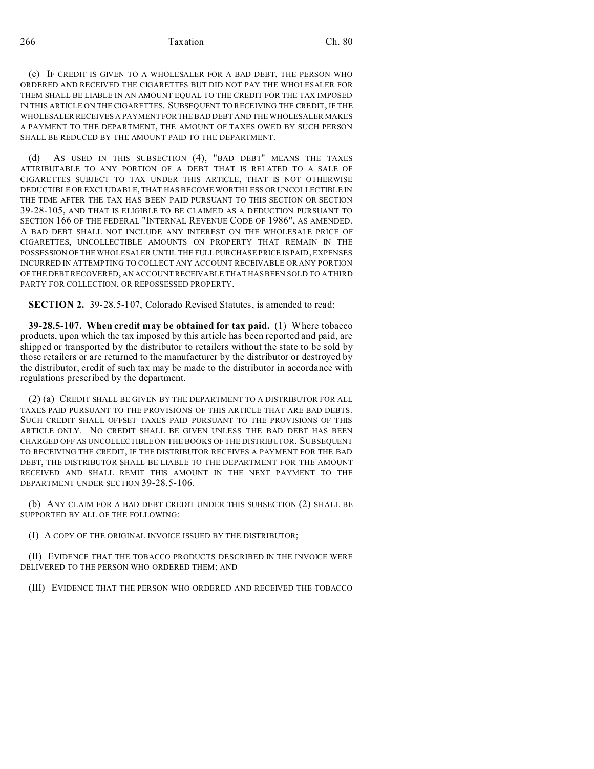(c) IF CREDIT IS GIVEN TO A WHOLESALER FOR A BAD DEBT, THE PERSON WHO ORDERED AND RECEIVED THE CIGARETTES BUT DID NOT PAY THE WHOLESALER FOR THEM SHALL BE LIABLE IN AN AMOUNT EQUAL TO THE CREDIT FOR THE TAX IMPOSED IN THIS ARTICLE ON THE CIGARETTES. SUBSEQUENT TO RECEIVING THE CREDIT, IF THE WHOLESALER RECEIVES A PAYMENT FOR THE BAD DEBT AND THE WHOLESALER MAKES A PAYMENT TO THE DEPARTMENT, THE AMOUNT OF TAXES OWED BY SUCH PERSON SHALL BE REDUCED BY THE AMOUNT PAID TO THE DEPARTMENT.

(d) AS USED IN THIS SUBSECTION (4), "BAD DEBT" MEANS THE TAXES ATTRIBUTABLE TO ANY PORTION OF A DEBT THAT IS RELATED TO A SALE OF CIGARETTES SUBJECT TO TAX UNDER THIS ARTICLE, THAT IS NOT OTHERWISE DEDUCTIBLE OR EXCLUDABLE, THAT HAS BECOME WORTHLESS OR UNCOLLECTIBLE IN THE TIME AFTER THE TAX HAS BEEN PAID PURSUANT TO THIS SECTION OR SECTION 39-28-105, AND THAT IS ELIGIBLE TO BE CLAIMED AS A DEDUCTION PURSUANT TO SECTION 166 OF THE FEDERAL "INTERNAL REVENUE CODE OF 1986", AS AMENDED. A BAD DEBT SHALL NOT INCLUDE ANY INTEREST ON THE WHOLESALE PRICE OF CIGARETTES, UNCOLLECTIBLE AMOUNTS ON PROPERTY THAT REMAIN IN THE POSSESSION OF THE WHOLESALER UNTIL THE FULL PURCHASE PRICE IS PAID, EXPENSES INCURRED IN ATTEMPTING TO COLLECT ANY ACCOUNT RECEIVABLE OR ANY PORTION OF THE DEBT RECOVERED, AN ACCOUNT RECEIVABLE THAT HAS BEEN SOLD TO A THIRD PARTY FOR COLLECTION, OR REPOSSESSED PROPERTY.

**SECTION 2.** 39-28.5-107, Colorado Revised Statutes, is amended to read:

**39-28.5-107. When credit may be obtained for tax paid.** (1) Where tobacco products, upon which the tax imposed by this article has been reported and paid, are shipped or transported by the distributor to retailers without the state to be sold by those retailers or are returned to the manufacturer by the distributor or destroyed by the distributor, credit of such tax may be made to the distributor in accordance with regulations prescribed by the department.

(2) (a) CREDIT SHALL BE GIVEN BY THE DEPARTMENT TO A DISTRIBUTOR FOR ALL TAXES PAID PURSUANT TO THE PROVISIONS OF THIS ARTICLE THAT ARE BAD DEBTS. SUCH CREDIT SHALL OFFSET TAXES PAID PURSUANT TO THE PROVISIONS OF THIS ARTICLE ONLY. NO CREDIT SHALL BE GIVEN UNLESS THE BAD DEBT HAS BEEN CHARGED OFF AS UNCOLLECTIBLE ON THE BOOKS OF THE DISTRIBUTOR. SUBSEQUENT TO RECEIVING THE CREDIT, IF THE DISTRIBUTOR RECEIVES A PAYMENT FOR THE BAD DEBT, THE DISTRIBUTOR SHALL BE LIABLE TO THE DEPARTMENT FOR THE AMOUNT RECEIVED AND SHALL REMIT THIS AMOUNT IN THE NEXT PAYMENT TO THE DEPARTMENT UNDER SECTION 39-28.5-106.

(b) ANY CLAIM FOR A BAD DEBT CREDIT UNDER THIS SUBSECTION (2) SHALL BE SUPPORTED BY ALL OF THE FOLLOWING:

(I) A COPY OF THE ORIGINAL INVOICE ISSUED BY THE DISTRIBUTOR;

(II) EVIDENCE THAT THE TOBACCO PRODUCTS DESCRIBED IN THE INVOICE WERE DELIVERED TO THE PERSON WHO ORDERED THEM; AND

(III) EVIDENCE THAT THE PERSON WHO ORDERED AND RECEIVED THE TOBACCO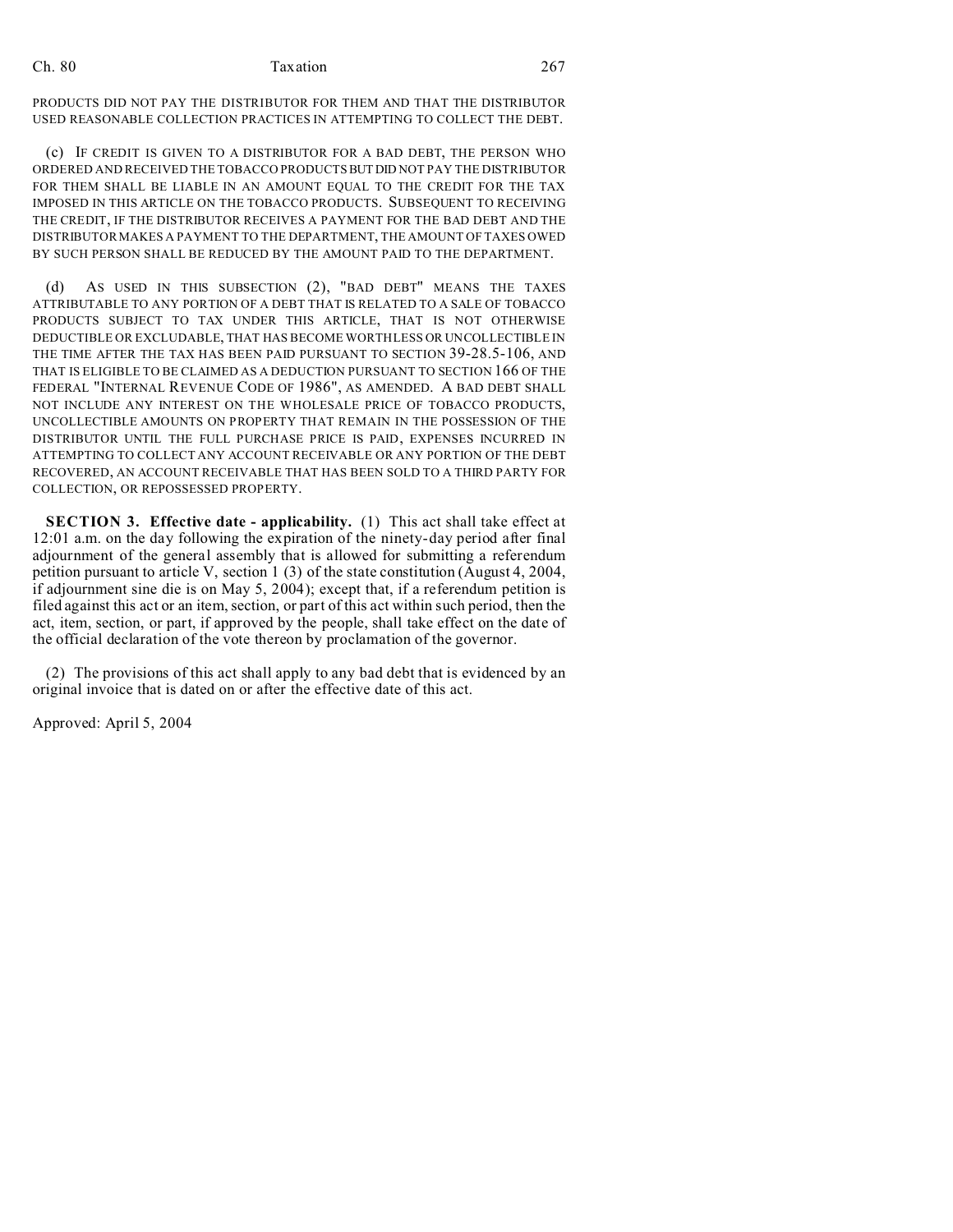PRODUCTS DID NOT PAY THE DISTRIBUTOR FOR THEM AND THAT THE DISTRIBUTOR USED REASONABLE COLLECTION PRACTICES IN ATTEMPTING TO COLLECT THE DEBT.

(c) IF CREDIT IS GIVEN TO A DISTRIBUTOR FOR A BAD DEBT, THE PERSON WHO ORDERED AND RECEIVED THE TOBACCO PRODUCTS BUT DID NOT PAY THE DISTRIBUTOR FOR THEM SHALL BE LIABLE IN AN AMOUNT EQUAL TO THE CREDIT FOR THE TAX IMPOSED IN THIS ARTICLE ON THE TOBACCO PRODUCTS. SUBSEQUENT TO RECEIVING THE CREDIT, IF THE DISTRIBUTOR RECEIVES A PAYMENT FOR THE BAD DEBT AND THE DISTRIBUTOR MAKES A PAYMENT TO THE DEPARTMENT, THE AMOUNT OF TAXES OWED BY SUCH PERSON SHALL BE REDUCED BY THE AMOUNT PAID TO THE DEPARTMENT.

(d) AS USED IN THIS SUBSECTION (2), "BAD DEBT" MEANS THE TAXES ATTRIBUTABLE TO ANY PORTION OF A DEBT THAT IS RELATED TO A SALE OF TOBACCO PRODUCTS SUBJECT TO TAX UNDER THIS ARTICLE, THAT IS NOT OTHERWISE DEDUCTIBLE OR EXCLUDABLE, THAT HAS BECOME WORTHLESS OR UNCOLLECTIBLE IN THE TIME AFTER THE TAX HAS BEEN PAID PURSUANT TO SECTION 39-28.5-106, AND THAT IS ELIGIBLE TO BE CLAIMED AS A DEDUCTION PURSUANT TO SECTION 166 OF THE FEDERAL "INTERNAL REVENUE CODE OF 1986", AS AMENDED. A BAD DEBT SHALL NOT INCLUDE ANY INTEREST ON THE WHOLESALE PRICE OF TOBACCO PRODUCTS, UNCOLLECTIBLE AMOUNTS ON PROPERTY THAT REMAIN IN THE POSSESSION OF THE DISTRIBUTOR UNTIL THE FULL PURCHASE PRICE IS PAID, EXPENSES INCURRED IN ATTEMPTING TO COLLECT ANY ACCOUNT RECEIVABLE OR ANY PORTION OF THE DEBT RECOVERED, AN ACCOUNT RECEIVABLE THAT HAS BEEN SOLD TO A THIRD PARTY FOR COLLECTION, OR REPOSSESSED PROPERTY.

**SECTION 3. Effective date - applicability.** (1) This act shall take effect at 12:01 a.m. on the day following the expiration of the ninety-day period after final adjournment of the general assembly that is allowed for submitting a referendum petition pursuant to article V, section 1 (3) of the state constitution (August 4, 2004, if adjournment sine die is on May 5, 2004); except that, if a referendum petition is filed against this act or an item, section, or part of this act within such period, then the act, item, section, or part, if approved by the people, shall take effect on the date of the official declaration of the vote thereon by proclamation of the governor.

(2) The provisions of this act shall apply to any bad debt that is evidenced by an original invoice that is dated on or after the effective date of this act.

Approved: April 5, 2004